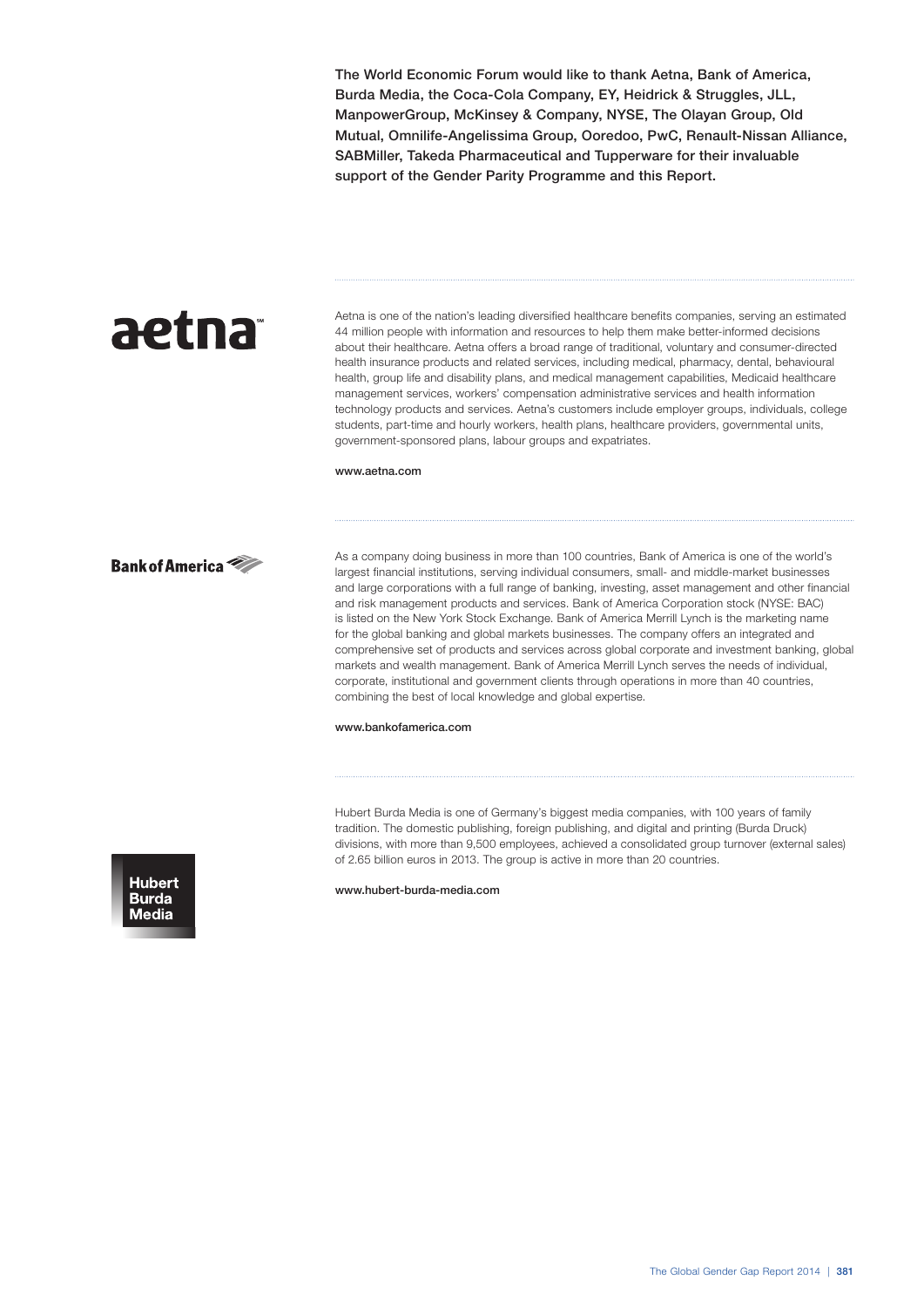**The World Economic Forum would like to thank Aetna, Bank of America, Burda Media, the Coca-Cola Company, EY, Heidrick & Struggles, JLL, ManpowerGroup, McKinsey & Company, NYSE, The Olayan Group, Old Mutual, Omnilife-Angelissima Group, Ooredoo, PwC, Renault-Nissan Alliance, SABMiller, Takeda Pharmaceutical and Tupperware for their invaluable support of the Gender Parity Programme and this Report.**

---

aetna

Aetna is one of the nation's leading diversified healthcare benefits companies, serving an estimated 44 million people with information and resources to help them make better-informed decisions about their healthcare. Aetna offers a broad range of traditional, voluntary and consumer-directed health insurance products and related services, including medical, pharmacy, dental, behavioural health, group life and disability plans, and medical management capabilities, Medicaid healthcare management services, workers' compensation administrative services and health information technology products and services. Aetna's customers include employer groups, individuals, college students, part-time and hourly workers, health plans, healthcare providers, governmental units, government-sponsored plans, labour groups and expatriates.

**www.aetna.com**

---

Bank of America

As a company doing business in more than 100 countries, Bank of America is one of the world's largest financial institutions, serving individual consumers, small- and middle-market businesses and large corporations with a full range of banking, investing, asset management and other financial and risk management products and services. Bank of America Corporation stock (NYSE: BAC) is listed on the New York Stock Exchange. Bank of America Merrill Lynch is the marketing name for the global banking and global markets businesses. The company offers an integrated and comprehensive set of products and services across global corporate and investment banking, global markets and wealth management. Bank of America Merrill Lynch serves the needs of individual, corporate, institutional and government clients through operations in more than 40 countries, combining the best of local knowledge and global expertise.

**www.bankofamerica.com**

---

Hubert Burda Media

Hubert Burda Media is one of Germany's biggest media companies, with 100 years of family tradition. The domestic publishing, foreign publishing, and digital and printing (Burda Druck) divisions, with more than 9,500 employees, achieved a consolidated group turnover (external sales) of 2.65 billion euros in 2013. The group is active in more than 20 countries.

**www.hubert-burda-media.com**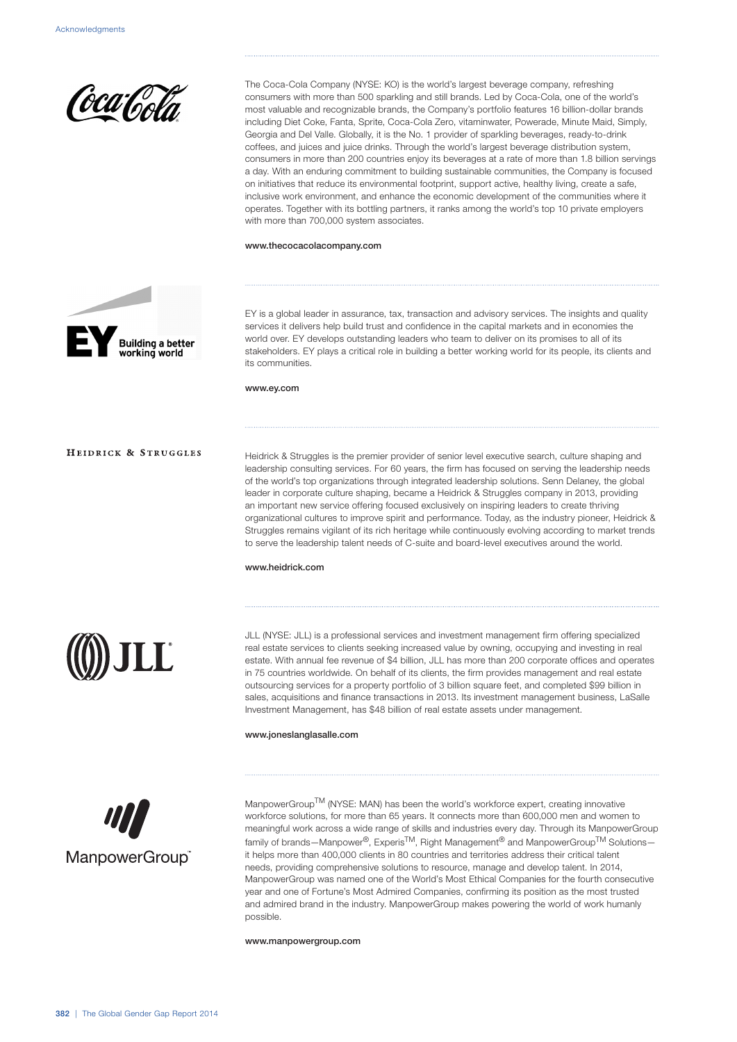The Coca-Cola Company (NYSE: KO) is the world's largest beverage company, refreshing consumers with more than 500 sparkling and still brands. Led by Coca-Cola, one of the world's most valuable and recognizable brands, the Company's portfolio features 16 billion-dollar brands including Diet Coke, Fanta, Sprite, Coca-Cola Zero, vitaminwater, Powerade, Minute Maid, Simply, Georgia and Del Valle. Globally, it is the No. 1 provider of sparkling beverages, ready-to-drink coffees, and juices and juice drinks. Through the world's largest beverage distribution system, consumers in more than 200 countries enjoy its beverages at a rate of more than 1.8 billion servings a day. With an enduring commitment to building sustainable communities, the Company is focused on initiatives that reduce its environmental footprint, support active, healthy living, create a safe, inclusive work environment, and enhance the economic development of the communities where it operates. Together with its bottling partners, it ranks among the world's top 10 private employers with more than 700,000 system associates.

**www.thecocacolacompany.com**

---

EY is a global leader in assurance, tax, transaction and advisory services. The insights and quality services it delivers help build trust and confidence in the capital markets and in economies the world over. EY develops outstanding leaders who team to deliver on its promises to all of its stakeholders. EY plays a critical role in building a better working world for its people, its clients and its communities.

**www.ey.com**

---

Heidrick & Struggles is the premier provider of senior level executive search, culture shaping and leadership consulting services. For 60 years, the firm has focused on serving the leadership needs of the world's top organizations through integrated leadership solutions. Senn Delaney, the global leader in corporate culture shaping, became a Heidrick & Struggles company in 2013, providing an important new service offering focused exclusively on inspiring leaders to create thriving organizational cultures to improve spirit and performance. Today, as the industry pioneer, Heidrick & Struggles remains vigilant of its rich heritage while continuously evolving according to market trends to serve the leadership talent needs of C-suite and board-level executives around the world.

**www.heidrick.com**

---

JLL (NYSE: JLL) is a professional services and investment management firm offering specialized real estate services to clients seeking increased value by owning, occupying and investing in real estate. With annual fee revenue of $4 billion, JLL has more than 200 corporate offices and operates in 75 countries worldwide. On behalf of its clients, the firm provides management and real estate outsourcing services for a property portfolio of 3 billion square feet, and completed $99 billion in sales, acquisitions and finance transactions in 2013. Its investment management business, LaSalle Investment Management, has $48 billion of real estate assets under management.

**www.joneslanglasalle.com**

---

ManpowerGroup™ (NYSE: MAN) has been the world's workforce expert, creating innovative workforce solutions, for more than 65 years. It connects more than 600,000 men and women to meaningful work across a wide range of skills and industries every day. Through its ManpowerGroup family of brands—Manpower®, Experis™, Right Management® and ManpowerGroup™ Solutions—it helps more than 400,000 clients in 80 countries and territories address their critical talent needs, providing comprehensive solutions to resource, manage and develop talent. In 2014, ManpowerGroup was named one of the World's Most Ethical Companies for the fourth consecutive year and one of Fortune's Most Admired Companies, confirming its position as the most trusted and admired brand in the industry. ManpowerGroup makes powering the world of work humanly possible.

**www.manpowergroup.com**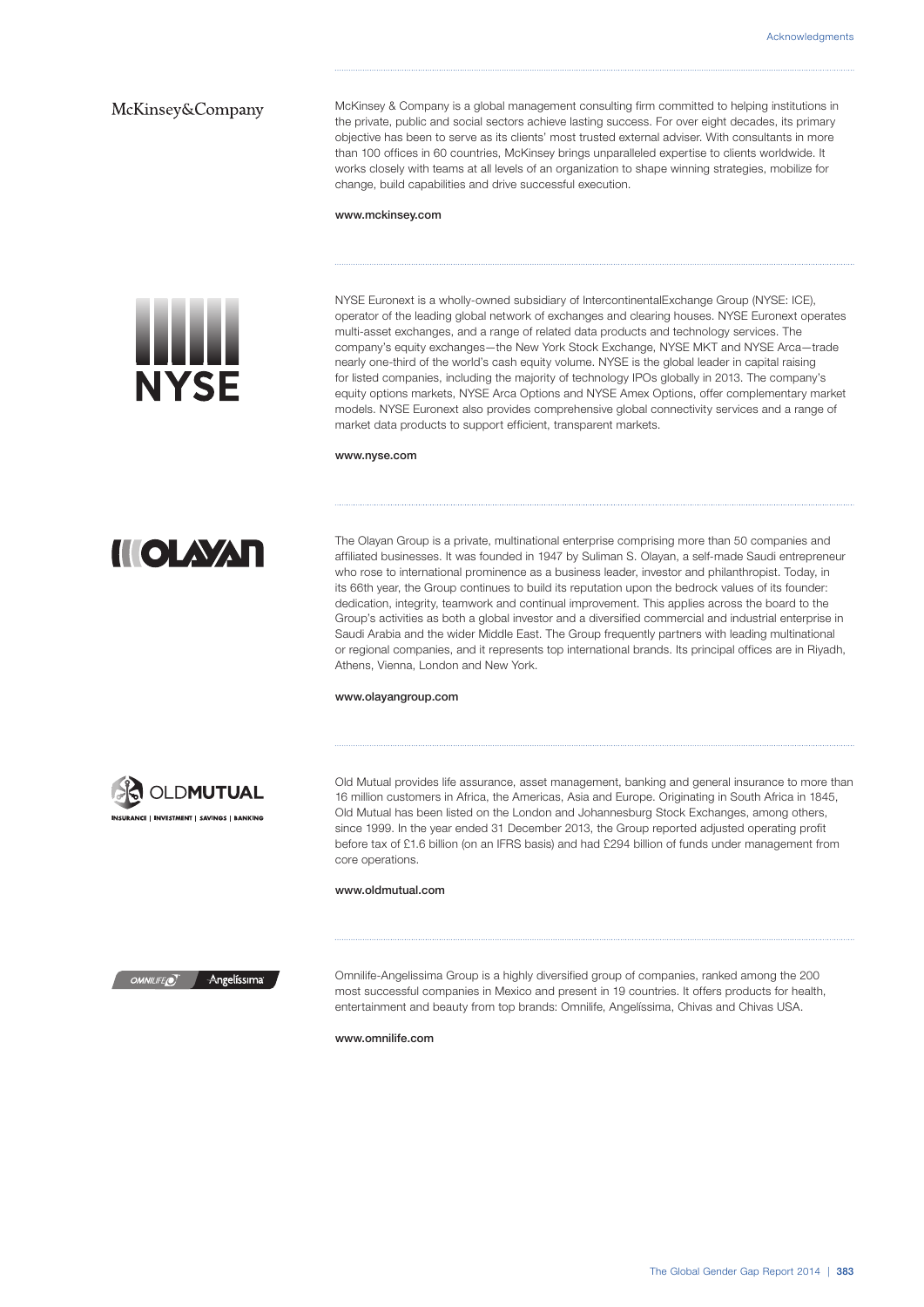McKinsey & Company is a global management consulting firm committed to helping institutions in the private, public and social sectors achieve lasting success. For over eight decades, its primary objective has been to serve as its clients' most trusted external adviser. With consultants in more than 100 offices in 60 countries, McKinsey brings unparalleled expertise to clients worldwide. It works closely with teams at all levels of an organization to shape winning strategies, mobilize for change, build capabilities and drive successful execution.

**www.mckinsey.com**

---

NYSE Euronext is a wholly-owned subsidiary of IntercontinentalExchange Group (NYSE: ICE), operator of the leading global network of exchanges and clearing houses. NYSE Euronext operates multi-asset exchanges, and a range of related data products and technology services. The company's equity exchanges—the New York Stock Exchange, NYSE MKT and NYSE Arca—trade nearly one-third of the world's cash equity volume. NYSE is the global leader in capital raising for listed companies, including the majority of technology IPOs globally in 2013. The company's equity options markets, NYSE Arca Options and NYSE Amex Options, offer complementary market models. NYSE Euronext also provides comprehensive global connectivity services and a range of market data products to support efficient, transparent markets.

**www.nyse.com**

---

The Olayan Group is a private, multinational enterprise comprising more than 50 companies and affiliated businesses. It was founded in 1947 by Suliman S. Olayan, a self-made Saudi entrepreneur who rose to international prominence as a business leader, investor and philanthropist. Today, in its 66th year, the Group continues to build its reputation upon the bedrock values of its founder: dedication, integrity, teamwork and continual improvement. This applies across the board to the Group's activities as both a global investor and a diversified commercial and industrial enterprise in Saudi Arabia and the wider Middle East. The Group frequently partners with leading multinational or regional companies, and it represents top international brands. Its principal offices are in Riyadh, Athens, Vienna, London and New York.

**www.olayangroup.com**

---

Old Mutual provides life assurance, asset management, banking and general insurance to more than 16 million customers in Africa, the Americas, Asia and Europe. Originating in South Africa in 1845, Old Mutual has been listed on the London and Johannesburg Stock Exchanges, among others, since 1999. In the year ended 31 December 2013, the Group reported adjusted operating profit before tax of £1.6 billion (on an IFRS basis) and had £294 billion of funds under management from core operations.

**www.oldmutual.com**

---

Omnilife-Angelissima Group is a highly diversified group of companies, ranked among the 200 most successful companies in Mexico and present in 19 countries. It offers products for health, entertainment and beauty from top brands: Omnilife, Angelíssima, Chivas and Chivas USA.

**www.omnilife.com**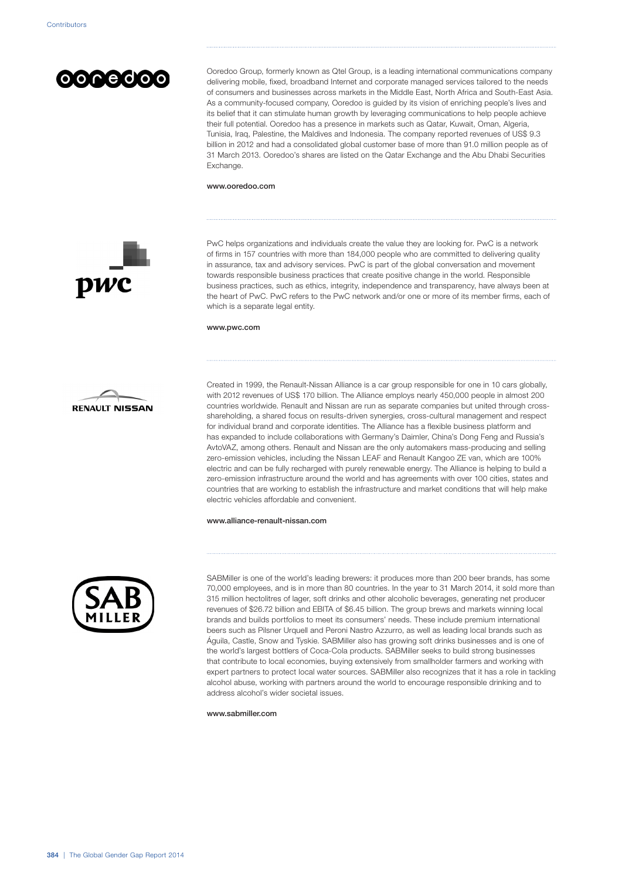Ooredoo Group, formerly known as Qtel Group, is a leading international communications company delivering mobile, fixed, broadband Internet and corporate managed services tailored to the needs of consumers and businesses across markets in the Middle East, North Africa and South-East Asia. As a community-focused company, Ooredoo is guided by its vision of enriching people's lives and its belief that it can stimulate human growth by leveraging communications to help people achieve their full potential. Ooredoo has a presence in markets such as Qatar, Kuwait, Oman, Algeria, Tunisia, Iraq, Palestine, the Maldives and Indonesia. The company reported revenues of US$ 9.3 billion in 2012 and had a consolidated global customer base of more than 91.0 million people as of 31 March 2013. Ooredoo's shares are listed on the Qatar Exchange and the Abu Dhabi Securities Exchange.

**www.ooredoo.com**

---

PwC helps organizations and individuals create the value they are looking for. PwC is a network of firms in 157 countries with more than 184,000 people who are committed to delivering quality in assurance, tax and advisory services. PwC is part of the global conversation and movement towards responsible business practices that create positive change in the world. Responsible business practices, such as ethics, integrity, independence and transparency, have always been at the heart of PwC. PwC refers to the PwC network and/or one or more of its member firms, each of which is a separate legal entity.

**www.pwc.com**

---

Created in 1999, the Renault-Nissan Alliance is a car group responsible for one in 10 cars globally, with 2012 revenues of US$ 170 billion. The Alliance employs nearly 450,000 people in almost 200 countries worldwide. Renault and Nissan are run as separate companies but united through cross-shareholding, a shared focus on results-driven synergies, cross-cultural management and respect for individual brand and corporate identities. The Alliance has a flexible business platform and has expanded to include collaborations with Germany's Daimler, China's Dong Feng and Russia's AvtoVAZ, among others. Renault and Nissan are the only automakers mass-producing and selling zero-emission vehicles, including the Nissan LEAF and Renault Kangoo ZE van, which are 100% electric and can be fully recharged with purely renewable energy. The Alliance is helping to build a zero-emission infrastructure around the world and has agreements with over 100 cities, states and countries that are working to establish the infrastructure and market conditions that will help make electric vehicles affordable and convenient.

**www.alliance-renault-nissan.com**

---

SABMiller is one of the world's leading brewers: it produces more than 200 beer brands, has some 70,000 employees, and is in more than 80 countries. In the year to 31 March 2014, it sold more than 315 million hectolitres of lager, soft drinks and other alcoholic beverages, generating net producer revenues of $26.72 billion and EBITA of $6.45 billion. The group brews and markets winning local brands and builds portfolios to meet its consumers' needs. These include premium international beers such as Pilsner Urquell and Peroni Nastro Azzurro, as well as leading local brands such as Águila, Castle, Snow and Tyskie. SABMiller also has growing soft drinks businesses and is one of the world's largest bottlers of Coca-Cola products. SABMiller seeks to build strong businesses that contribute to local economies, buying extensively from smallholder farmers and working with expert partners to protect local water sources. SABMiller also recognizes that it has a role in tackling alcohol abuse, working with partners around the world to encourage responsible drinking and to address alcohol's wider societal issues.

**www.sabmiller.com**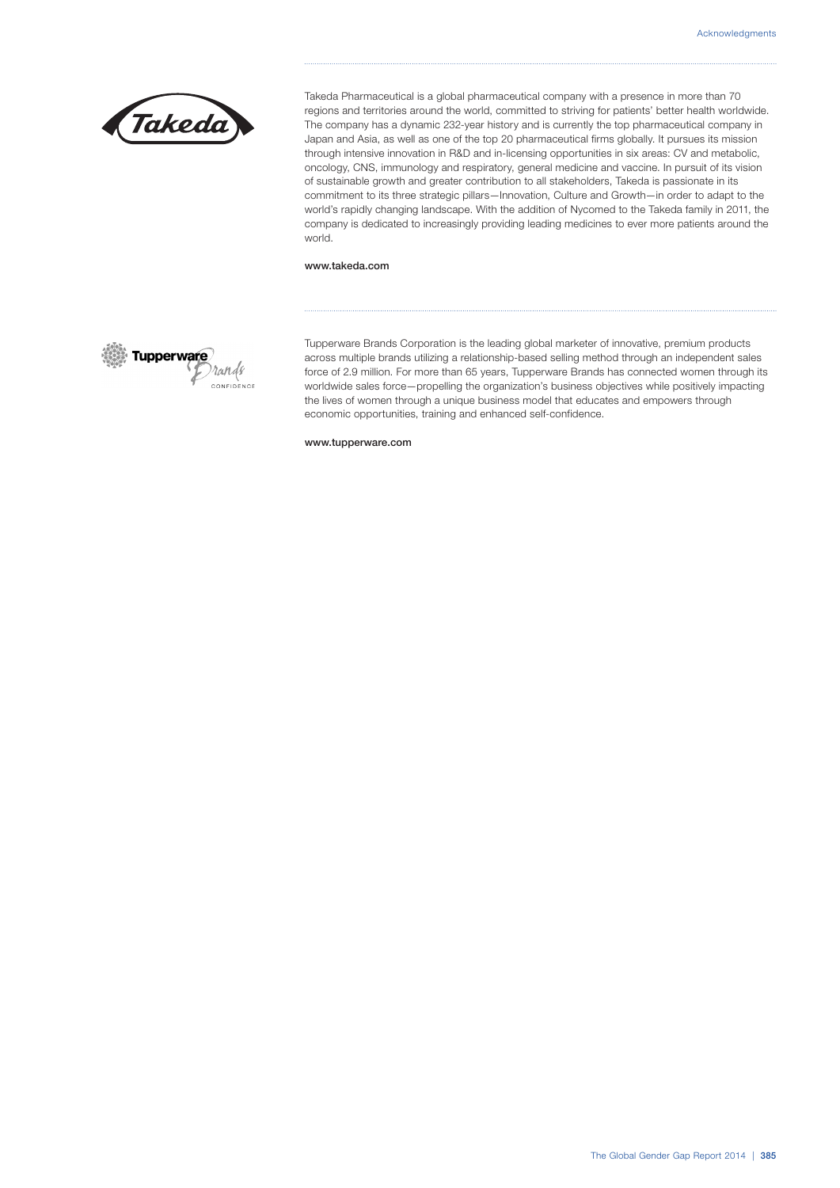Takeda Pharmaceutical is a global pharmaceutical company with a presence in more than 70 regions and territories around the world, committed to striving for patients' better health worldwide. The company has a dynamic 232-year history and is currently the top pharmaceutical company in Japan and Asia, as well as one of the top 20 pharmaceutical firms globally. It pursues its mission through intensive innovation in R&D and in-licensing opportunities in six areas: CV and metabolic, oncology, CNS, immunology and respiratory, general medicine and vaccine. In pursuit of its vision of sustainable growth and greater contribution to all stakeholders, Takeda is passionate in its commitment to its three strategic pillars—Innovation, Culture and Growth—in order to adapt to the world's rapidly changing landscape. With the addition of Nycomed to the Takeda family in 2011, the company is dedicated to increasingly providing leading medicines to ever more patients around the world.

**www.takeda.com**

Tupperware Brands Corporation is the leading global marketer of innovative, premium products across multiple brands utilizing a relationship-based selling method through an independent sales force of 2.9 million. For more than 65 years, Tupperware Brands has connected women through its worldwide sales force—propelling the organization's business objectives while positively impacting the lives of women through a unique business model that educates and empowers through economic opportunities, training and enhanced self-confidence.

**www.tupperware.com**